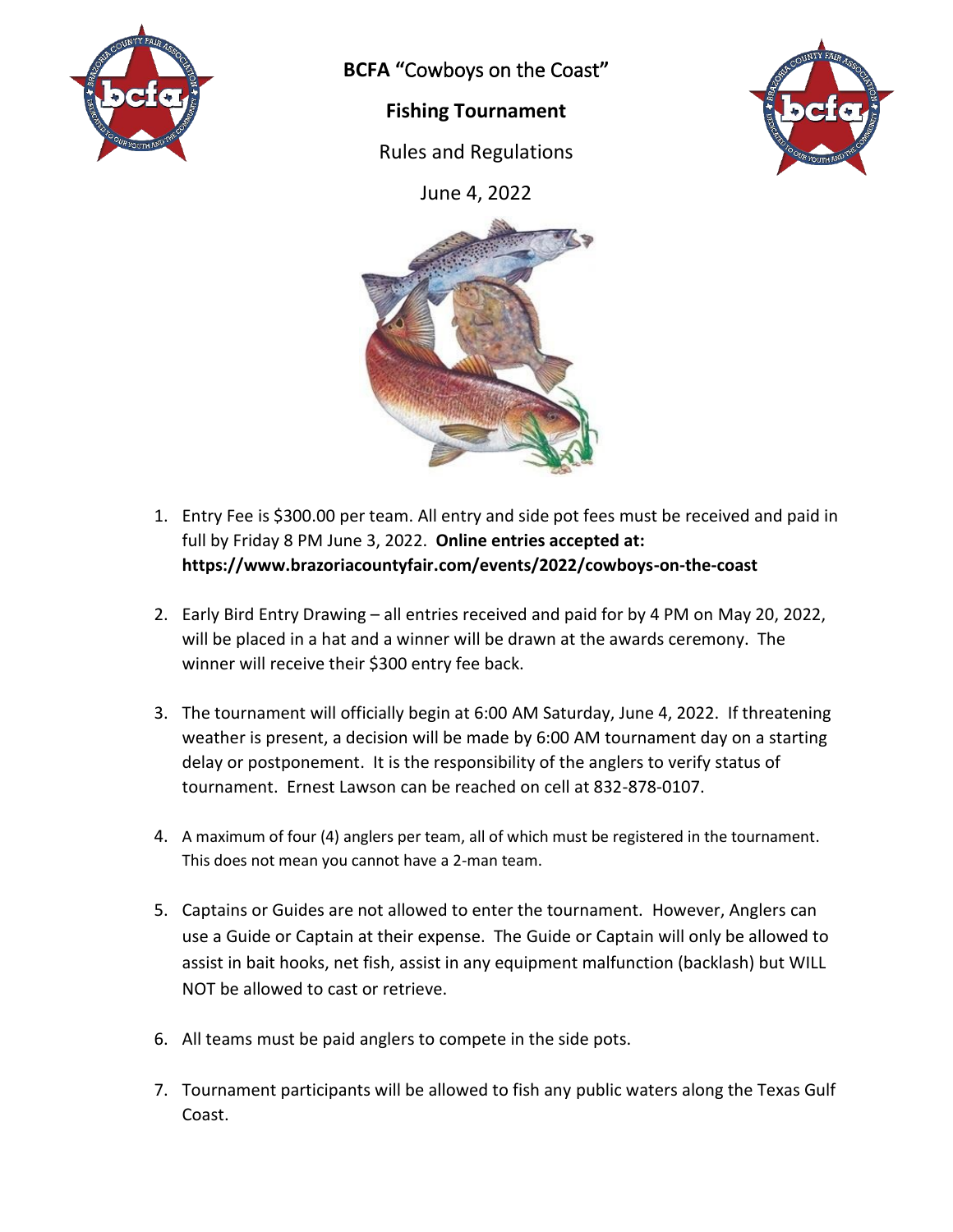# BCFA "Cowboys on the Coast"

## Fishing Tournament

Rules and Regulations

June 4, 2022

1. Entry Fee is $300.00 per team. All entry and side pot fees must be received and paid in full by Friday 8 PM June 3, 2022. **Online entries accepted at: https://www.brazoriacountyfair.com/events/2022/cowboys-on-the-coast**

2. Early Bird Entry Drawing – all entries received and paid for by 4 PM on May 20, 2022, will be placed in a hat and a winner will be drawn at the awards ceremony. The winner will receive their $300 entry fee back.

3. The tournament will officially begin at 6:00 AM Saturday, June 4, 2022. If threatening weather is present, a decision will be made by 6:00 AM tournament day on a starting delay or postponement. It is the responsibility of the anglers to verify status of tournament. Ernest Lawson can be reached on cell at 832-878-0107.

4. A maximum of four (4) anglers per team, all of which must be registered in the tournament. This does not mean you cannot have a 2-man team.

5. Captains or Guides are not allowed to enter the tournament. However, Anglers can use a Guide or Captain at their expense. The Guide or Captain will only be allowed to assist in bait hooks, net fish, assist in any equipment malfunction (backlash) but WILL NOT be allowed to cast or retrieve.

6. All teams must be paid anglers to compete in the side pots.

7. Tournament participants will be allowed to fish any public waters along the Texas Gulf Coast.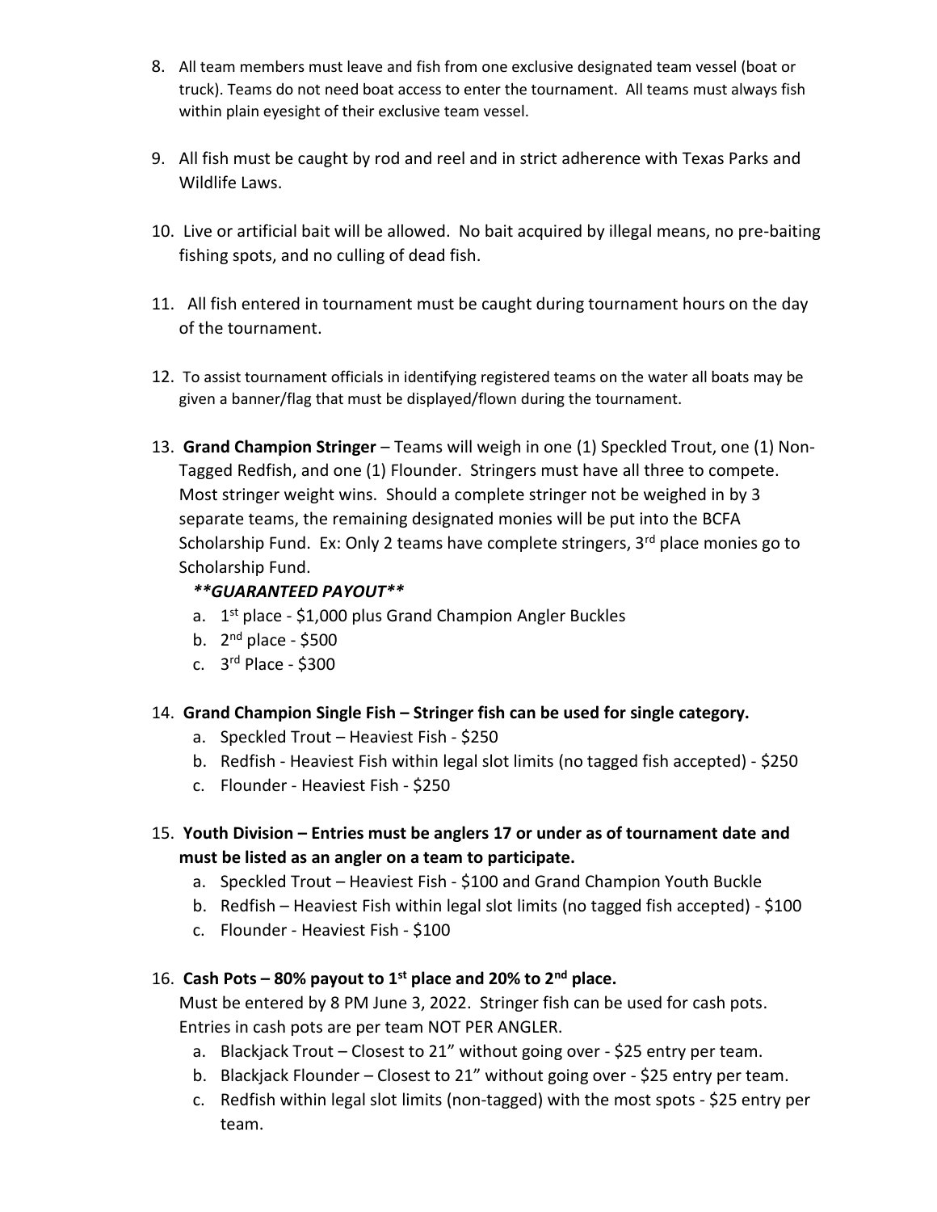8. All team members must leave and fish from one exclusive designated team vessel (boat or truck). Teams do not need boat access to enter the tournament. All teams must always fish within plain eyesight of their exclusive team vessel.

9. All fish must be caught by rod and reel and in strict adherence with Texas Parks and Wildlife Laws.

10. Live or artificial bait will be allowed. No bait acquired by illegal means, no pre-baiting fishing spots, and no culling of dead fish.

11. All fish entered in tournament must be caught during tournament hours on the day of the tournament.

12. To assist tournament officials in identifying registered teams on the water all boats may be given a banner/flag that must be displayed/flown during the tournament.

13. **Grand Champion Stringer** – Teams will weigh in one (1) Speckled Trout, one (1) Non-Tagged Redfish, and one (1) Flounder. Stringers must have all three to compete. Most stringer weight wins. Should a complete stringer not be weighed in by 3 separate teams, the remaining designated monies will be put into the BCFA Scholarship Fund. Ex: Only 2 teams have complete stringers, 3rd place monies go to Scholarship Fund.

    ***\*\*GUARANTEED PAYOUT\*\****

    a. 1st place - $1,000 plus Grand Champion Angler Buckles
    b. 2nd place - $500
    c. 3rd Place - $300

14. **Grand Champion Single Fish – Stringer fish can be used for single category.**
    a. Speckled Trout – Heaviest Fish - $250
    b. Redfish - Heaviest Fish within legal slot limits (no tagged fish accepted) - $250
    c. Flounder - Heaviest Fish - $250

15. **Youth Division – Entries must be anglers 17 or under as of tournament date and must be listed as an angler on a team to participate.**
    a. Speckled Trout – Heaviest Fish - $100 and Grand Champion Youth Buckle
    b. Redfish – Heaviest Fish within legal slot limits (no tagged fish accepted) - $100
    c. Flounder - Heaviest Fish - $100

16. **Cash Pots – 80% payout to 1st place and 20% to 2nd place.**

    Must be entered by 8 PM June 3, 2022. Stringer fish can be used for cash pots. Entries in cash pots are per team NOT PER ANGLER.

    a. Blackjack Trout – Closest to 21" without going over - $25 entry per team.
    b. Blackjack Flounder – Closest to 21" without going over - $25 entry per team.
    c. Redfish within legal slot limits (non-tagged) with the most spots - $25 entry per team.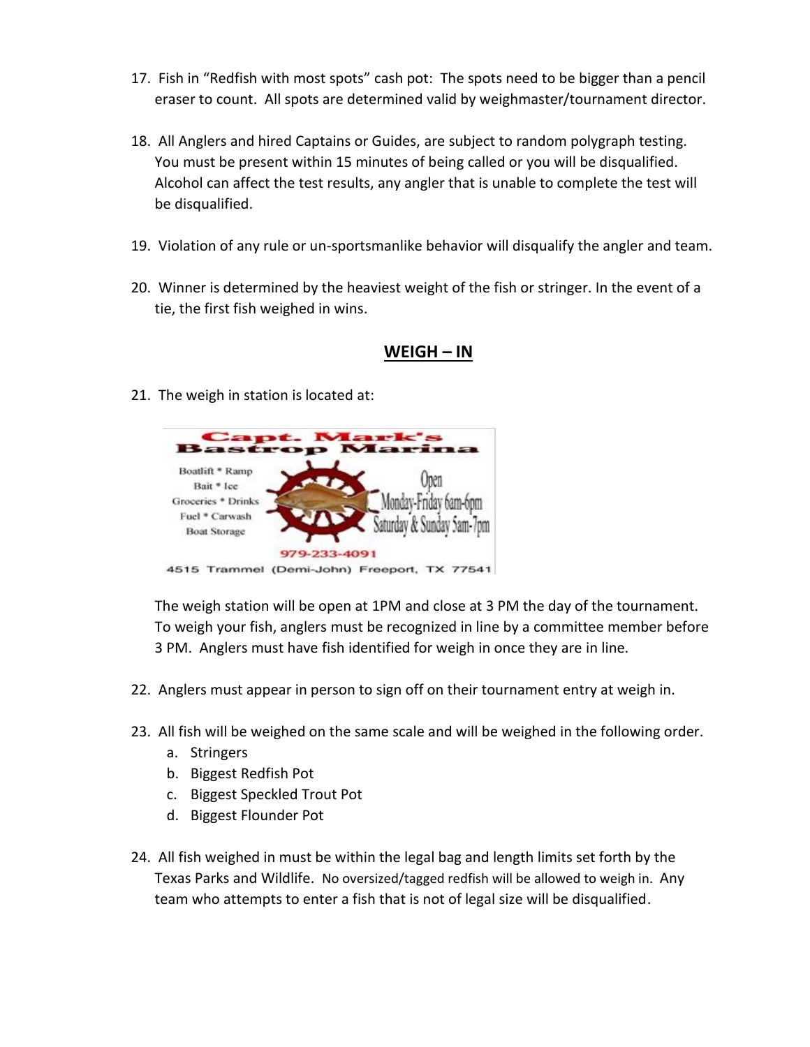17. Fish in "Redfish with most spots" cash pot: The spots need to be bigger than a pencil eraser to count. All spots are determined valid by weighmaster/tournament director.

18. All Anglers and hired Captains or Guides, are subject to random polygraph testing. You must be present within 15 minutes of being called or you will be disqualified. Alcohol can affect the test results, any angler that is unable to complete the test will be disqualified.

19. Violation of any rule or un-sportsmanlike behavior will disqualify the angler and team.

20. Winner is determined by the heaviest weight of the fish or stringer. In the event of a tie, the first fish weighed in wins.

## WEIGH – IN

21. The weigh in station is located at:

    Capt. Mark's Bastrop Marina
    Boatlift * Ramp
    Bait * Ice
    Groceries * Drinks
    Fuel * Carwash
    Boat Storage
    Open Monday-Friday 6am-6pm
    Saturday & Sunday 5am-7pm
    979-233-4091
    4515 Trammel (Demi-John) Freeport, TX 77541

    The weigh station will be open at 1PM and close at 3 PM the day of the tournament. To weigh your fish, anglers must be recognized in line by a committee member before 3 PM. Anglers must have fish identified for weigh in once they are in line.

22. Anglers must appear in person to sign off on their tournament entry at weigh in.

23. All fish will be weighed on the same scale and will be weighed in the following order.
    a. Stringers
    b. Biggest Redfish Pot
    c. Biggest Speckled Trout Pot
    d. Biggest Flounder Pot

24. All fish weighed in must be within the legal bag and length limits set forth by the Texas Parks and Wildlife. No oversized/tagged redfish will be allowed to weigh in. Any team who attempts to enter a fish that is not of legal size will be disqualified.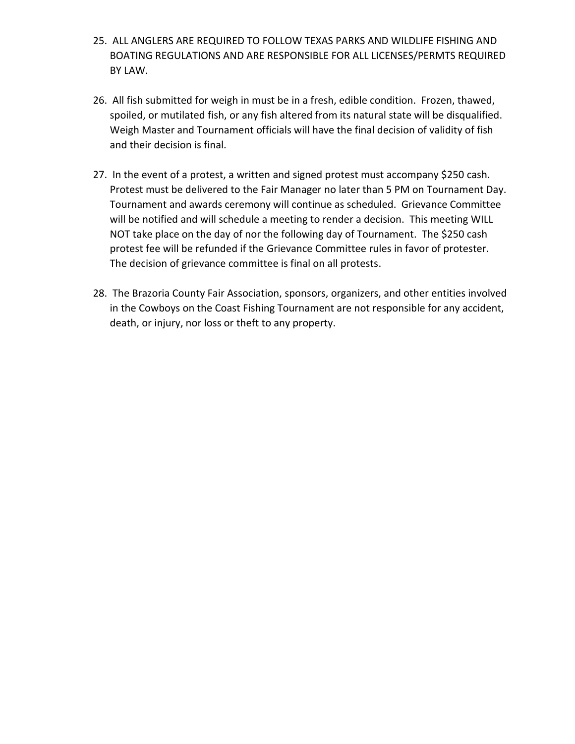25. ALL ANGLERS ARE REQUIRED TO FOLLOW TEXAS PARKS AND WILDLIFE FISHING AND BOATING REGULATIONS AND ARE RESPONSIBLE FOR ALL LICENSES/PERMTS REQUIRED BY LAW.

26. All fish submitted for weigh in must be in a fresh, edible condition. Frozen, thawed, spoiled, or mutilated fish, or any fish altered from its natural state will be disqualified. Weigh Master and Tournament officials will have the final decision of validity of fish and their decision is final.

27. In the event of a protest, a written and signed protest must accompany $250 cash. Protest must be delivered to the Fair Manager no later than 5 PM on Tournament Day. Tournament and awards ceremony will continue as scheduled. Grievance Committee will be notified and will schedule a meeting to render a decision. This meeting WILL NOT take place on the day of nor the following day of Tournament. The $250 cash protest fee will be refunded if the Grievance Committee rules in favor of protester. The decision of grievance committee is final on all protests.

28. The Brazoria County Fair Association, sponsors, organizers, and other entities involved in the Cowboys on the Coast Fishing Tournament are not responsible for any accident, death, or injury, nor loss or theft to any property.